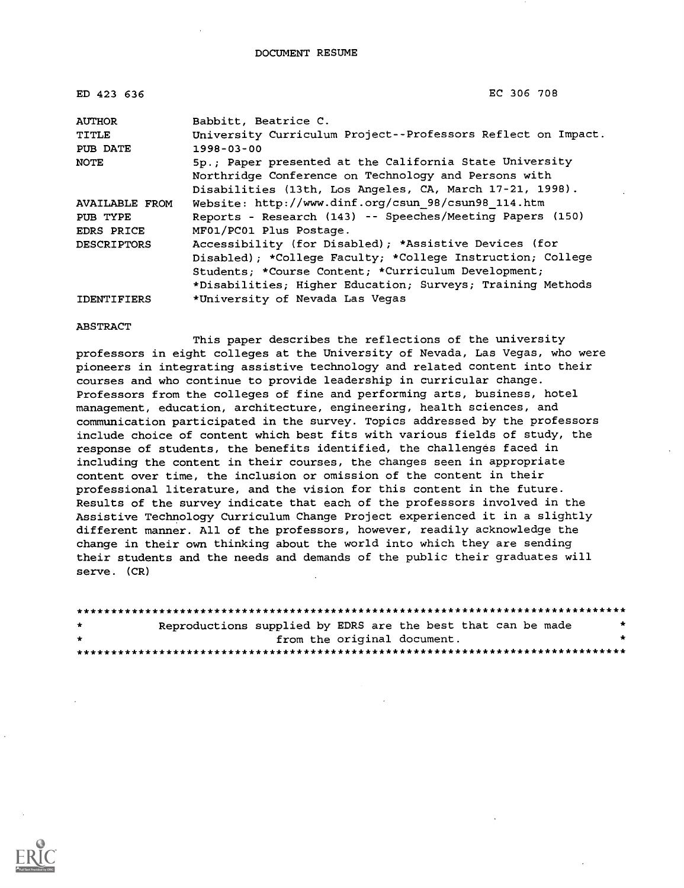DOCUMENT RESUME

ED 423 636 EC 306 708

| | |
|---|---|
| AUTHOR | Babbitt, Beatrice C. |
| TITLE | University Curriculum Project--Professors Reflect on Impact. |
| PUB DATE | 1998-03-00 |
| NOTE | 5p.; Paper presented at the California State University Northridge Conference on Technology and Persons with Disabilities (13th, Los Angeles, CA, March 17-21, 1998). |
| AVAILABLE FROM | Website: http://www.dinf.org/csun_98/csun98_114.htm |
| PUB TYPE | Reports - Research (143) -- Speeches/Meeting Papers (150) |
| EDRS PRICE | MF01/PC01 Plus Postage. |
| DESCRIPTORS | Accessibility (for Disabled); *Assistive Devices (for Disabled); *College Faculty; *College Instruction; College Students; *Course Content; *Curriculum Development; *Disabilities; Higher Education; Surveys; Training Methods |
| IDENTIFIERS | *University of Nevada Las Vegas |

ABSTRACT

This paper describes the reflections of the university professors in eight colleges at the University of Nevada, Las Vegas, who were pioneers in integrating assistive technology and related content into their courses and who continue to provide leadership in curricular change. Professors from the colleges of fine and performing arts, business, hotel management, education, architecture, engineering, health sciences, and communication participated in the survey. Topics addressed by the professors include choice of content which best fits with various fields of study, the response of students, the benefits identified, the challenges faced in including the content in their courses, the changes seen in appropriate content over time, the inclusion or omission of the content in their professional literature, and the vision for this content in the future. Results of the survey indicate that each of the professors involved in the Assistive Technology Curriculum Change Project experienced it in a slightly different manner. All of the professors, however, readily acknowledge the change in their own thinking about the world into which they are sending their students and the needs and demands of the public their graduates will serve. (CR)

********************************************************************************
* Reproductions supplied by EDRS are the best that can be made *
* from the original document. *
********************************************************************************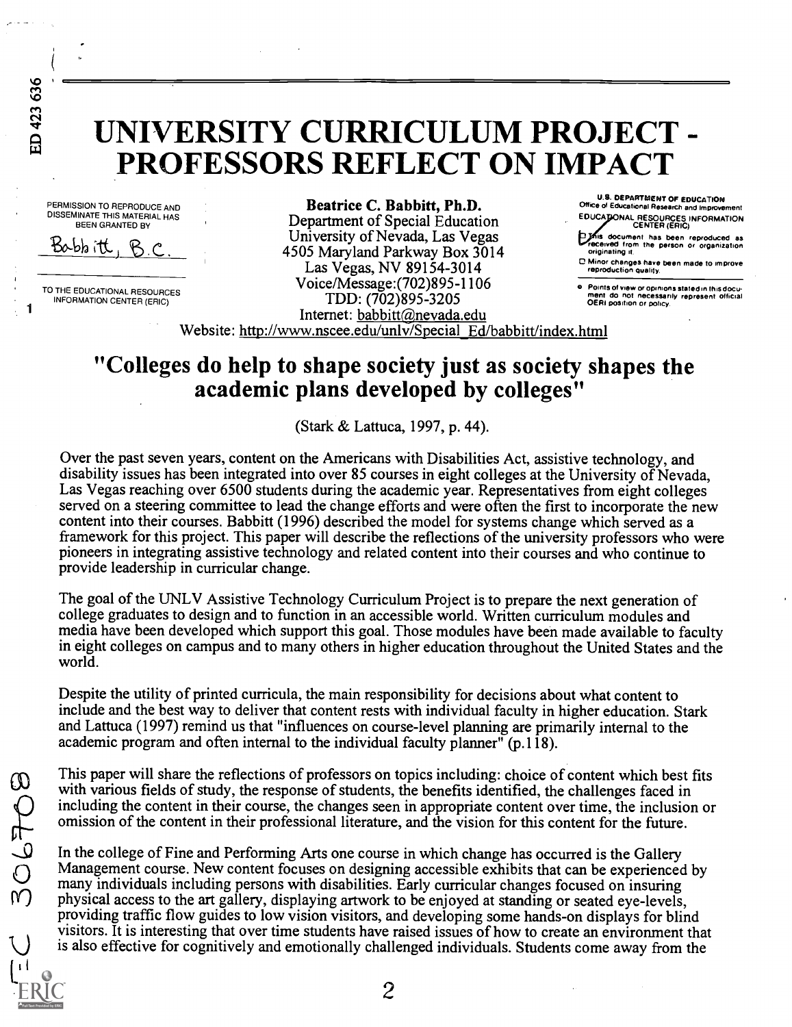# UNIVERSITY CURRICULUM PROJECT - PROFESSORS REFLECT ON IMPACT

**Beatrice C. Babbitt, Ph.D.**
Department of Special Education
University of Nevada, Las Vegas
4505 Maryland Parkway Box 3014
Las Vegas, NV 89154-3014
Voice/Message:(702)895-1106
TDD: (702)895-3205
Internet: babbitt@nevada.edu
Website: http://www.nscee.edu/unlv/Special_Ed/babbitt/index.html

## "Colleges do help to shape society just as society shapes the academic plans developed by colleges"

(Stark & Lattuca, 1997, p. 44).

Over the past seven years, content on the Americans with Disabilities Act, assistive technology, and disability issues has been integrated into over 85 courses in eight colleges at the University of Nevada, Las Vegas reaching over 6500 students during the academic year. Representatives from eight colleges served on a steering committee to lead the change efforts and were often the first to incorporate the new content into their courses. Babbitt (1996) described the model for systems change which served as a framework for this project. This paper will describe the reflections of the university professors who were pioneers in integrating assistive technology and related content into their courses and who continue to provide leadership in curricular change.

The goal of the UNLV Assistive Technology Curriculum Project is to prepare the next generation of college graduates to design and to function in an accessible world. Written curriculum modules and media have been developed which support this goal. Those modules have been made available to faculty in eight colleges on campus and to many others in higher education throughout the United States and the world.

Despite the utility of printed curricula, the main responsibility for decisions about what content to include and the best way to deliver that content rests with individual faculty in higher education. Stark and Lattuca (1997) remind us that "influences on course-level planning are primarily internal to the academic program and often internal to the individual faculty planner" (p.118).

This paper will share the reflections of professors on topics including: choice of content which best fits with various fields of study, the response of students, the benefits identified, the challenges faced in including the content in their course, the changes seen in appropriate content over time, the inclusion or omission of the content in their professional literature, and the vision for this content for the future.

In the college of Fine and Performing Arts one course in which change has occurred is the Gallery Management course. New content focuses on designing accessible exhibits that can be experienced by many individuals including persons with disabilities. Early curricular changes focused on insuring physical access to the art gallery, displaying artwork to be enjoyed at standing or seated eye-levels, providing traffic flow guides to low vision visitors, and developing some hands-on displays for blind visitors. It is interesting that over time students have raised issues of how to create an environment that is also effective for cognitively and emotionally challenged individuals. Students come away from the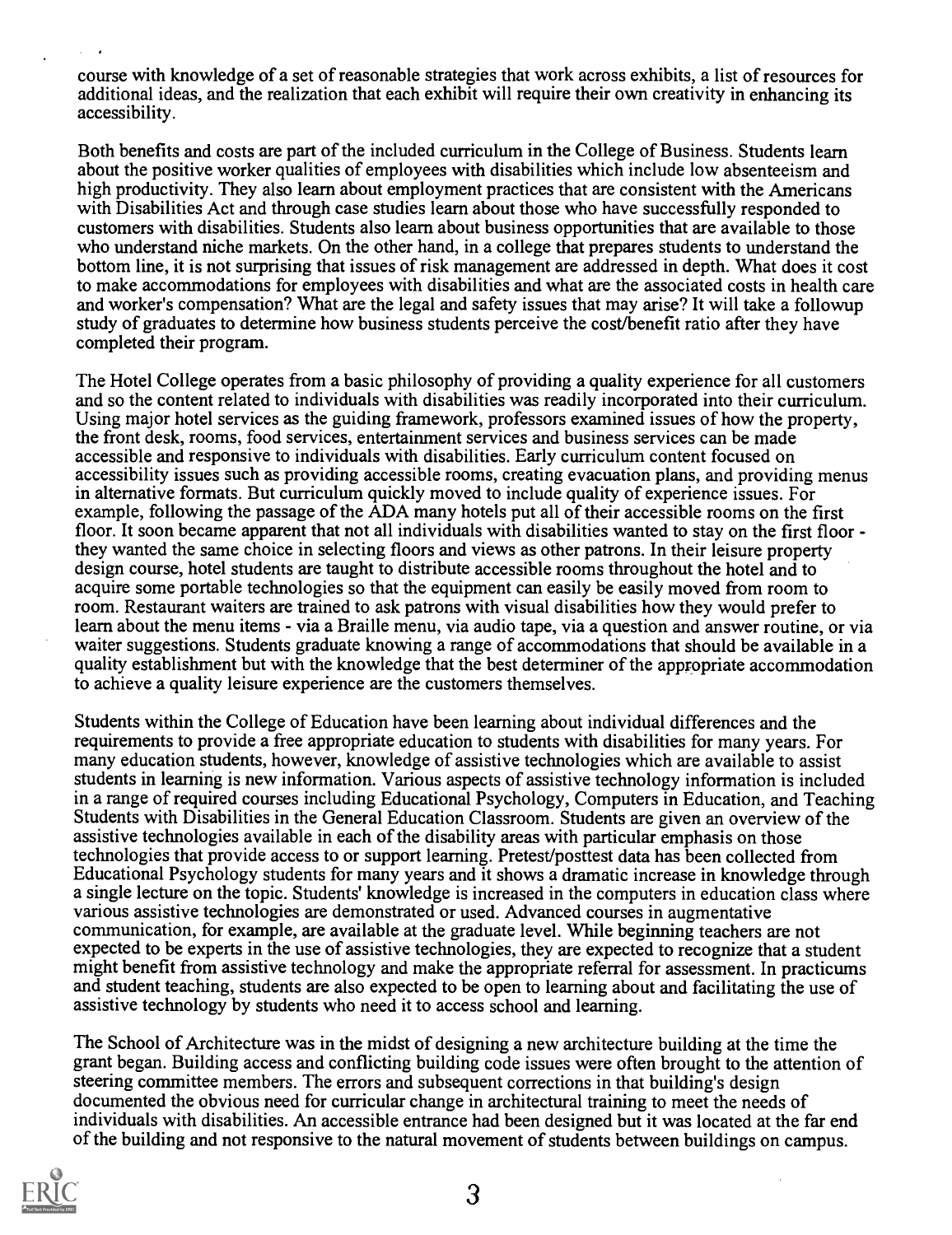course with knowledge of a set of reasonable strategies that work across exhibits, a list of resources for additional ideas, and the realization that each exhibit will require their own creativity in enhancing its accessibility.

Both benefits and costs are part of the included curriculum in the College of Business. Students learn about the positive worker qualities of employees with disabilities which include low absenteeism and high productivity. They also learn about employment practices that are consistent with the Americans with Disabilities Act and through case studies learn about those who have successfully responded to customers with disabilities. Students also learn about business opportunities that are available to those who understand niche markets. On the other hand, in a college that prepares students to understand the bottom line, it is not surprising that issues of risk management are addressed in depth. What does it cost to make accommodations for employees with disabilities and what are the associated costs in health care and worker's compensation? What are the legal and safety issues that may arise? It will take a followup study of graduates to determine how business students perceive the cost/benefit ratio after they have completed their program.

The Hotel College operates from a basic philosophy of providing a quality experience for all customers and so the content related to individuals with disabilities was readily incorporated into their curriculum. Using major hotel services as the guiding framework, professors examined issues of how the property, the front desk, rooms, food services, entertainment services and business services can be made accessible and responsive to individuals with disabilities. Early curriculum content focused on accessibility issues such as providing accessible rooms, creating evacuation plans, and providing menus in alternative formats. But curriculum quickly moved to include quality of experience issues. For example, following the passage of the ADA many hotels put all of their accessible rooms on the first floor. It soon became apparent that not all individuals with disabilities wanted to stay on the first floor - they wanted the same choice in selecting floors and views as other patrons. In their leisure property design course, hotel students are taught to distribute accessible rooms throughout the hotel and to acquire some portable technologies so that the equipment can easily be easily moved from room to room. Restaurant waiters are trained to ask patrons with visual disabilities how they would prefer to learn about the menu items - via a Braille menu, via audio tape, via a question and answer routine, or via waiter suggestions. Students graduate knowing a range of accommodations that should be available in a quality establishment but with the knowledge that the best determiner of the appropriate accommodation to achieve a quality leisure experience are the customers themselves.

Students within the College of Education have been learning about individual differences and the requirements to provide a free appropriate education to students with disabilities for many years. For many education students, however, knowledge of assistive technologies which are available to assist students in learning is new information. Various aspects of assistive technology information is included in a range of required courses including Educational Psychology, Computers in Education, and Teaching Students with Disabilities in the General Education Classroom. Students are given an overview of the assistive technologies available in each of the disability areas with particular emphasis on those technologies that provide access to or support learning. Pretest/posttest data has been collected from Educational Psychology students for many years and it shows a dramatic increase in knowledge through a single lecture on the topic. Students' knowledge is increased in the computers in education class where various assistive technologies are demonstrated or used. Advanced courses in augmentative communication, for example, are available at the graduate level. While beginning teachers are not expected to be experts in the use of assistive technologies, they are expected to recognize that a student might benefit from assistive technology and make the appropriate referral for assessment. In practicums and student teaching, students are also expected to be open to learning about and facilitating the use of assistive technology by students who need it to access school and learning.

The School of Architecture was in the midst of designing a new architecture building at the time the grant began. Building access and conflicting building code issues were often brought to the attention of steering committee members. The errors and subsequent corrections in that building's design documented the obvious need for curricular change in architectural training to meet the needs of individuals with disabilities. An accessible entrance had been designed but it was located at the far end of the building and not responsive to the natural movement of students between buildings on campus.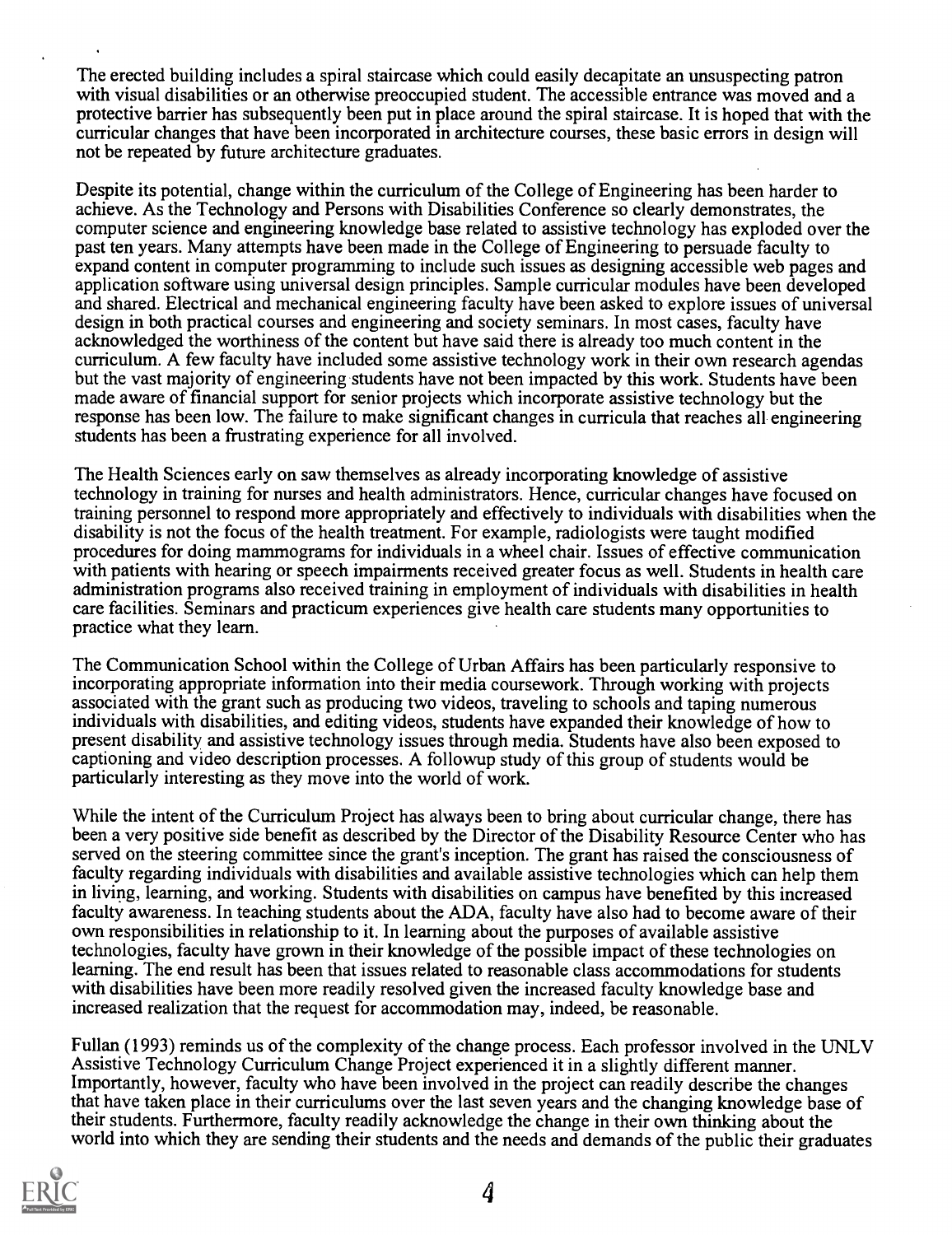The erected building includes a spiral staircase which could easily decapitate an unsuspecting patron with visual disabilities or an otherwise preoccupied student. The accessible entrance was moved and a protective barrier has subsequently been put in place around the spiral staircase. It is hoped that with the curricular changes that have been incorporated in architecture courses, these basic errors in design will not be repeated by future architecture graduates.

Despite its potential, change within the curriculum of the College of Engineering has been harder to achieve. As the Technology and Persons with Disabilities Conference so clearly demonstrates, the computer science and engineering knowledge base related to assistive technology has exploded over the past ten years. Many attempts have been made in the College of Engineering to persuade faculty to expand content in computer programming to include such issues as designing accessible web pages and application software using universal design principles. Sample curricular modules have been developed and shared. Electrical and mechanical engineering faculty have been asked to explore issues of universal design in both practical courses and engineering and society seminars. In most cases, faculty have acknowledged the worthiness of the content but have said there is already too much content in the curriculum. A few faculty have included some assistive technology work in their own research agendas but the vast majority of engineering students have not been impacted by this work. Students have been made aware of financial support for senior projects which incorporate assistive technology but the response has been low. The failure to make significant changes in curricula that reaches all engineering students has been a frustrating experience for all involved.

The Health Sciences early on saw themselves as already incorporating knowledge of assistive technology in training for nurses and health administrators. Hence, curricular changes have focused on training personnel to respond more appropriately and effectively to individuals with disabilities when the disability is not the focus of the health treatment. For example, radiologists were taught modified procedures for doing mammograms for individuals in a wheel chair. Issues of effective communication with patients with hearing or speech impairments received greater focus as well. Students in health care administration programs also received training in employment of individuals with disabilities in health care facilities. Seminars and practicum experiences give health care students many opportunities to practice what they learn.

The Communication School within the College of Urban Affairs has been particularly responsive to incorporating appropriate information into their media coursework. Through working with projects associated with the grant such as producing two videos, traveling to schools and taping numerous individuals with disabilities, and editing videos, students have expanded their knowledge of how to present disability and assistive technology issues through media. Students have also been exposed to captioning and video description processes. A followup study of this group of students would be particularly interesting as they move into the world of work.

While the intent of the Curriculum Project has always been to bring about curricular change, there has been a very positive side benefit as described by the Director of the Disability Resource Center who has served on the steering committee since the grant's inception. The grant has raised the consciousness of faculty regarding individuals with disabilities and available assistive technologies which can help them in living, learning, and working. Students with disabilities on campus have benefited by this increased faculty awareness. In teaching students about the ADA, faculty have also had to become aware of their own responsibilities in relationship to it. In learning about the purposes of available assistive technologies, faculty have grown in their knowledge of the possible impact of these technologies on learning. The end result has been that issues related to reasonable class accommodations for students with disabilities have been more readily resolved given the increased faculty knowledge base and increased realization that the request for accommodation may, indeed, be reasonable.

Fullan (1993) reminds us of the complexity of the change process. Each professor involved in the UNLV Assistive Technology Curriculum Change Project experienced it in a slightly different manner. Importantly, however, faculty who have been involved in the project can readily describe the changes that have taken place in their curriculums over the last seven years and the changing knowledge base of their students. Furthermore, faculty readily acknowledge the change in their own thinking about the world into which they are sending their students and the needs and demands of the public their graduates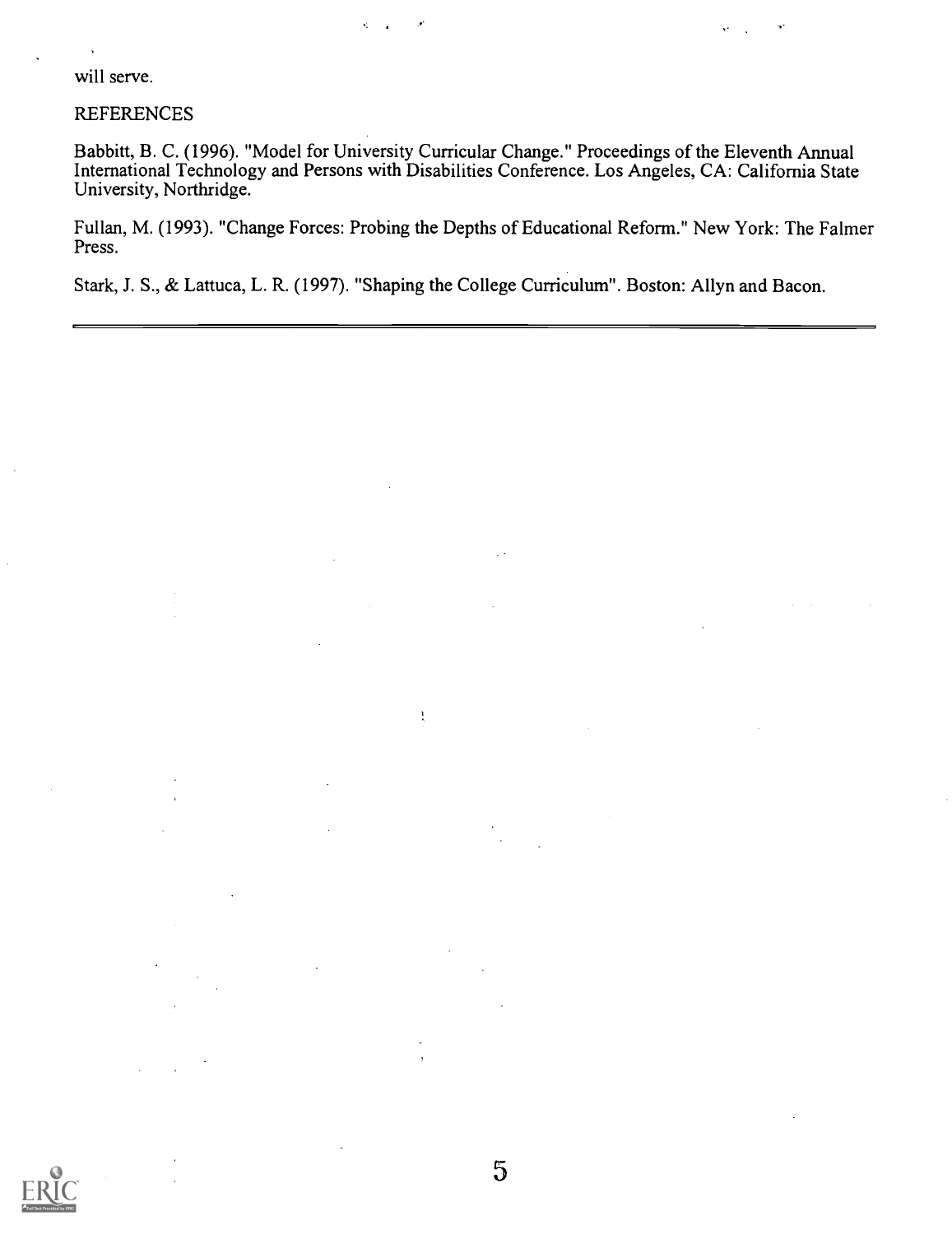will serve.

## REFERENCES

Babbitt, B. C. (1996). "Model for University Curricular Change." Proceedings of the Eleventh Annual International Technology and Persons with Disabilities Conference. Los Angeles, CA: California State University, Northridge.

Fullan, M. (1993). "Change Forces: Probing the Depths of Educational Reform." New York: The Falmer Press.

Stark, J. S., & Lattuca, L. R. (1997). "Shaping the College Curriculum". Boston: Allyn and Bacon.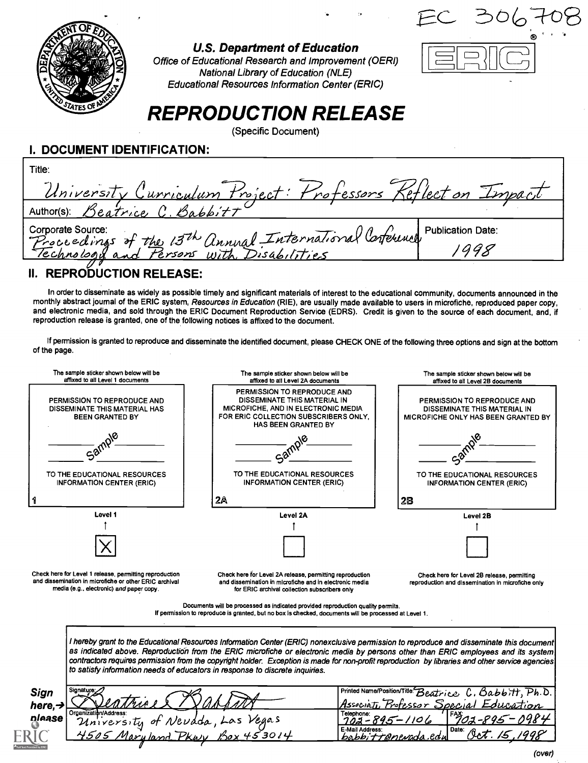EC 306708

**U.S. Department of Education**
*Office of Educational Research and Improvement (OERI)*
*National Library of Education (NLE)*
*Educational Resources Information Center (ERIC)*

# REPRODUCTION RELEASE

(Specific Document)

## I. DOCUMENT IDENTIFICATION:

Title: University Curriculum Project: Professors Reflect on Impact

Author(s): Beatrice C. Babbitt

Corporate Source: Proceedings of the 13th Annual International Conference Technology and Persons with Disabilities

Publication Date: 1998

## II. REPRODUCTION RELEASE:

In order to disseminate as widely as possible timely and significant materials of interest to the educational community, documents announced in the monthly abstract journal of the ERIC system, *Resources in Education* (RIE), are usually made available to users in microfiche, reproduced paper copy, and electronic media, and sold through the ERIC Document Reproduction Service (EDRS). Credit is given to the source of each document, and, if reproduction release is granted, one of the following notices is affixed to the document.

If permission is granted to reproduce and disseminate the identified document, please CHECK ONE of the following three options and sign at the bottom of the page.

| The sample sticker shown below will be affixed to all Level 1 documents | The sample sticker shown below will be affixed to all Level 2A documents | The sample sticker shown below will be affixed to all Level 2B documents |
|---|---|---|
| PERMISSION TO REPRODUCE AND DISSEMINATE THIS MATERIAL HAS BEEN GRANTED BY<br>Sample<br>TO THE EDUCATIONAL RESOURCES INFORMATION CENTER (ERIC) | PERMISSION TO REPRODUCE AND DISSEMINATE THIS MATERIAL IN MICROFICHE, AND IN ELECTRONIC MEDIA FOR ERIC COLLECTION SUBSCRIBERS ONLY, HAS BEEN GRANTED BY<br>Sample<br>TO THE EDUCATIONAL RESOURCES INFORMATION CENTER (ERIC) | PERMISSION TO REPRODUCE AND DISSEMINATE THIS MATERIAL IN MICROFICHE ONLY HAS BEEN GRANTED BY<br>Sample<br>TO THE EDUCATIONAL RESOURCES INFORMATION CENTER (ERIC) |
| 1 | 2A | 2B |
| Level 1 | Level 2A | Level 2B |
| [X] | [ ] | [ ] |
| Check here for Level 1 release, permitting reproduction and dissemination in microfiche or other ERIC archival media (e.g., electronic) *and* paper copy. | Check here for Level 2A release, permitting reproduction and dissemination in microfiche and in electronic media for ERIC archival collection subscribers only | Check here for Level 2B release, permitting reproduction and dissemination in microfiche only |

Documents will be processed as indicated provided reproduction quality permits.
If permission to reproduce is granted, but no box is checked, documents will be processed at Level 1.

*I hereby grant to the Educational Resources Information Center (ERIC) nonexclusive permission to reproduce and disseminate this document as indicated above. Reproduction from the ERIC microfiche or electronic media by persons other than ERIC employees and its system contractors requires permission from the copyright holder. Exception is made for non-profit reproduction by libraries and other service agencies to satisfy information needs of educators in response to discrete inquiries.*

**Sign here, → please**

Signature: Beatrice Babbitt

Printed Name/Position/Title: Beatrice C. Babbitt, Ph.D. Associate Professor Special Education

Organization/Address: University of Nevada, Las Vegas 4505 Maryland Pkwy Box 453014

Telephone: 702-895-1106

FAX: 702-895-0984

E-Mail Address: babbitt@nevada.edu

Date: Oct. 15, 1998

(over)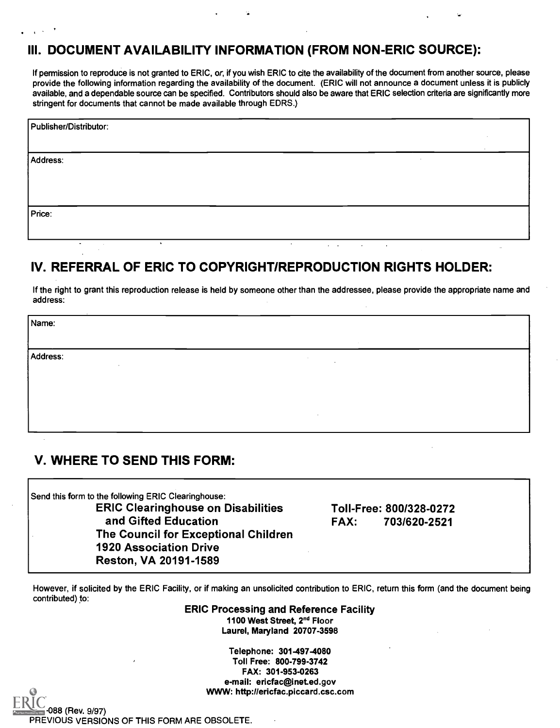## III. DOCUMENT AVAILABILITY INFORMATION (FROM NON-ERIC SOURCE):

If permission to reproduce is not granted to ERIC, *or*, if you wish ERIC to cite the availability of the document from another source, please provide the following information regarding the availability of the document. (ERIC will not announce a document unless it is publicly available, and a dependable source can be specified. Contributors should also be aware that ERIC selection criteria are significantly more stringent for documents that cannot be made available through EDRS.)

| |
|---|
| Publisher/Distributor: |
| Address: |
| Price: |

## IV. REFERRAL OF ERIC TO COPYRIGHT/REPRODUCTION RIGHTS HOLDER:

If the right to grant this reproduction release is held by someone other than the addressee, please provide the appropriate name and address:

| |
|---|
| Name: |
| Address: |

## V. WHERE TO SEND THIS FORM:

Send this form to the following ERIC Clearinghouse:

**ERIC Clearinghouse on Disabilities and Gifted Education**
**The Council for Exceptional Children**
**1920 Association Drive**
**Reston, VA 20191-1589**

**Toll-Free: 800/328-0272**
**FAX: 703/620-2521**

However, if solicited by the ERIC Facility, or if making an unsolicited contribution to ERIC, return this form (and the document being contributed) to:

**ERIC Processing and Reference Facility**
**1100 West Street, 2nd Floor**
**Laurel, Maryland 20707-3598**

**Telephone: 301-497-4080**
**Toll Free: 800-799-3742**
**FAX: 301-953-0263**
**e-mail: ericfac@inet.ed.gov**
**WWW: http://ericfac.piccard.csc.com**

-088 (Rev. 9/97)
PREVIOUS VERSIONS OF THIS FORM ARE OBSOLETE.